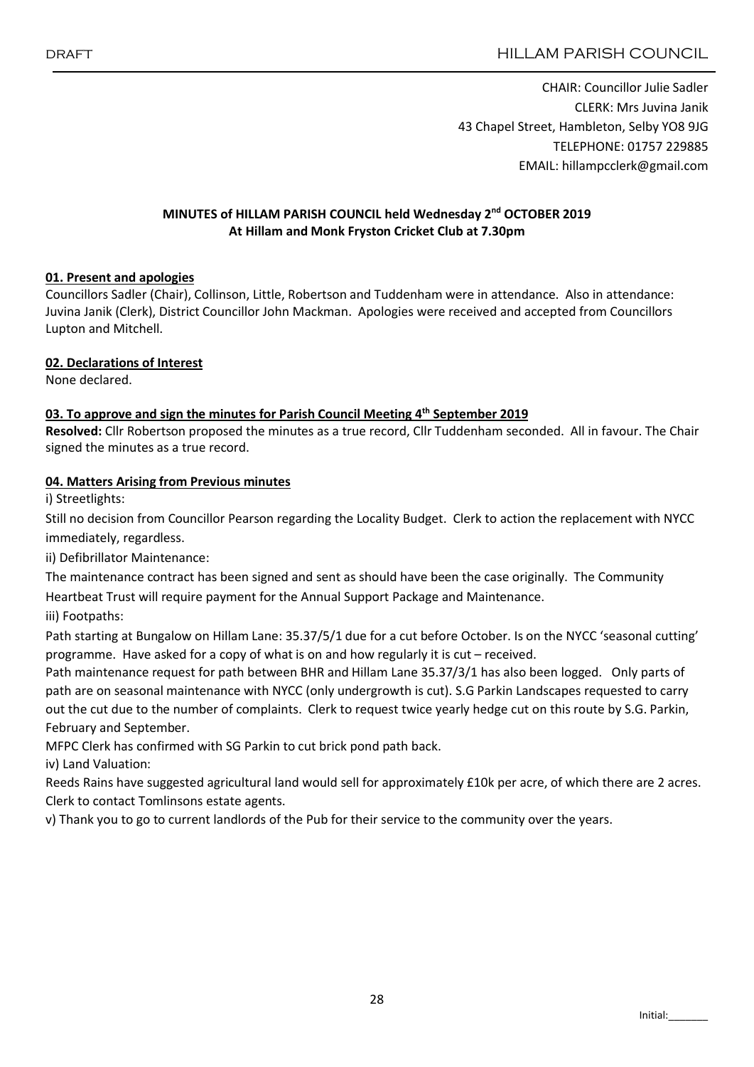CHAIR: Councillor Julie Sadler
CLERK: Mrs Juvina Janik
43 Chapel Street, Hambleton, Selby YO8 9JG
TELEPHONE: 01757 229885
EMAIL: hillampcclerk@gmail.com

**MINUTES of HILLAM PARISH COUNCIL held Wednesday 2nd OCTOBER 2019**
**At Hillam and Monk Fryston Cricket Club at 7.30pm**

## 01. Present and apologies

Councillors Sadler (Chair), Collinson, Little, Robertson and Tuddenham were in attendance. Also in attendance: Juvina Janik (Clerk), District Councillor John Mackman. Apologies were received and accepted from Councillors Lupton and Mitchell.

## 02. Declarations of Interest

None declared.

## 03. To approve and sign the minutes for Parish Council Meeting 4th September 2019

**Resolved:** Cllr Robertson proposed the minutes as a true record, Cllr Tuddenham seconded. All in favour. The Chair signed the minutes as a true record.

## 04. Matters Arising from Previous minutes

i) Streetlights:

Still no decision from Councillor Pearson regarding the Locality Budget. Clerk to action the replacement with NYCC immediately, regardless.

ii) Defibrillator Maintenance:

The maintenance contract has been signed and sent as should have been the case originally. The Community Heartbeat Trust will require payment for the Annual Support Package and Maintenance.

iii) Footpaths:

Path starting at Bungalow on Hillam Lane: 35.37/5/1 due for a cut before October. Is on the NYCC 'seasonal cutting' programme. Have asked for a copy of what is on and how regularly it is cut – received.

Path maintenance request for path between BHR and Hillam Lane 35.37/3/1 has also been logged. Only parts of path are on seasonal maintenance with NYCC (only undergrowth is cut). S.G Parkin Landscapes requested to carry out the cut due to the number of complaints. Clerk to request twice yearly hedge cut on this route by S.G. Parkin, February and September.

MFPC Clerk has confirmed with SG Parkin to cut brick pond path back.

iv) Land Valuation:

Reeds Rains have suggested agricultural land would sell for approximately £10k per acre, of which there are 2 acres. Clerk to contact Tomlinsons estate agents.

v) Thank you to go to current landlords of the Pub for their service to the community over the years.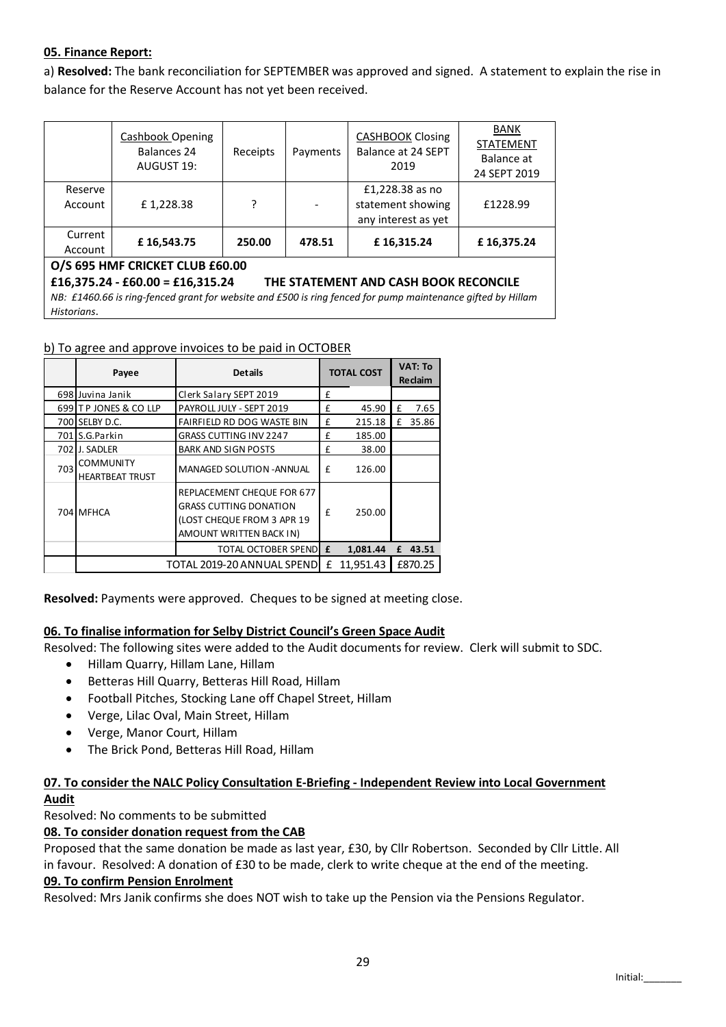**05. Finance Report:**

a) **Resolved:** The bank reconciliation for SEPTEMBER was approved and signed. A statement to explain the rise in balance for the Reserve Account has not yet been received.

| | Cashbook Opening Balances 24 AUGUST 19: | Receipts | Payments | CASHBOOK Closing Balance at 24 SEPT 2019 | BANK STATEMENT Balance at 24 SEPT 2019 |
|---|---|---|---|---|---|
| Reserve Account | £ 1,228.38 | ? | - | £1,228.38 as no statement showing any interest as yet | £1228.99 |
| Current Account | **£ 16,543.75** | **250.00** | **478.51** | **£ 16,315.24** | **£ 16,375.24** |
| **O/S 695 HMF CRICKET CLUB £60.00** | | | | | |
| **£16,375.24 - £60.00 = £16,315.24 THE STATEMENT AND CASH BOOK RECONCILE** | | | | | |
| *NB: £1460.66 is ring-fenced grant for website and £500 is ring fenced for pump maintenance gifted by Hillam Historians.* | | | | | |

b) To agree and approve invoices to be paid in OCTOBER

| | Payee | Details | TOTAL COST | VAT: To Reclaim |
|---|---|---|---|---|
| 698 | Juvina Janik | Clerk Salary SEPT 2019 | £ | |
| 699 | T P JONES & CO LLP | PAYROLL JULY - SEPT 2019 | £ 45.90 | £ 7.65 |
| 700 | SELBY D.C. | FAIRFIELD RD DOG WASTE BIN | £ 215.18 | £ 35.86 |
| 701 | S.G.Parkin | GRASS CUTTING INV 2247 | £ 185.00 | |
| 702 | J. SADLER | BARK AND SIGN POSTS | £ 38.00 | |
| 703 | COMMUNITY HEARTBEAT TRUST | MANAGED SOLUTION -ANNUAL | £ 126.00 | |
| 704 | MFHCA | REPLACEMENT CHEQUE FOR 677 GRASS CUTTING DONATION (LOST CHEQUE FROM 3 APR 19 AMOUNT WRITTEN BACK IN) | £ 250.00 | |
| | | TOTAL OCTOBER SPEND | **£ 1,081.44** | **£ 43.51** |
| | | TOTAL 2019-20 ANNUAL SPEND | £ 11,951.43 | £870.25 |

**Resolved:** Payments were approved. Cheques to be signed at meeting close.

**06. To finalise information for Selby District Council's Green Space Audit**

Resolved: The following sites were added to the Audit documents for review. Clerk will submit to SDC.

- Hillam Quarry, Hillam Lane, Hillam
- Betteras Hill Quarry, Betteras Hill Road, Hillam
- Football Pitches, Stocking Lane off Chapel Street, Hillam
- Verge, Lilac Oval, Main Street, Hillam
- Verge, Manor Court, Hillam
- The Brick Pond, Betteras Hill Road, Hillam

**07. To consider the NALC Policy Consultation E-Briefing - Independent Review into Local Government Audit**

Resolved: No comments to be submitted

**08. To consider donation request from the CAB**

Proposed that the same donation be made as last year, £30, by Cllr Robertson. Seconded by Cllr Little. All in favour. Resolved: A donation of £30 to be made, clerk to write cheque at the end of the meeting.

**09. To confirm Pension Enrolment**

Resolved: Mrs Janik confirms she does NOT wish to take up the Pension via the Pensions Regulator.

Initial:\_\_\_\_\_\_\_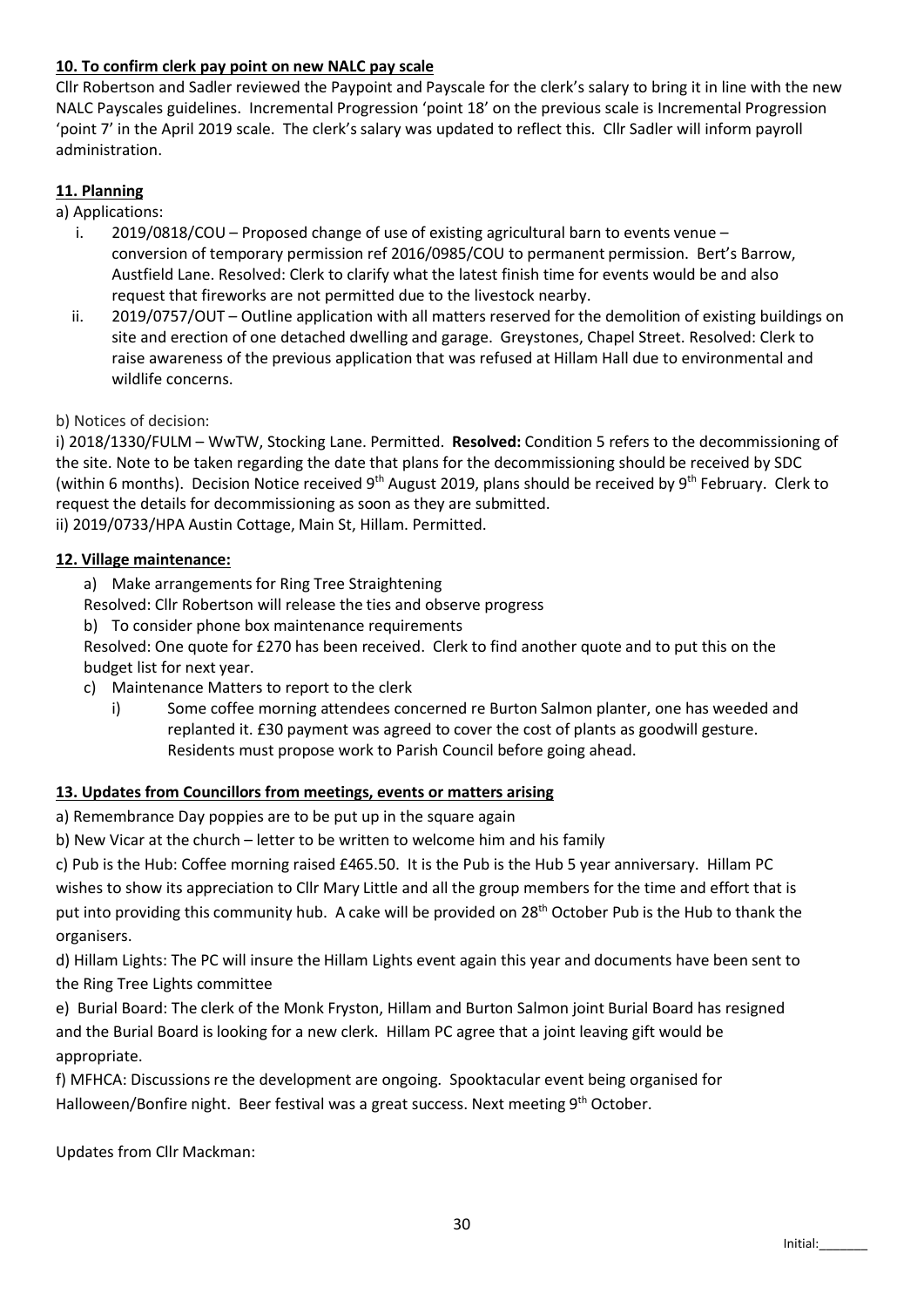**10. To confirm clerk pay point on new NALC pay scale**

Cllr Robertson and Sadler reviewed the Paypoint and Payscale for the clerk's salary to bring it in line with the new NALC Payscales guidelines. Incremental Progression 'point 18' on the previous scale is Incremental Progression 'point 7' in the April 2019 scale. The clerk's salary was updated to reflect this. Cllr Sadler will inform payroll administration.

**11. Planning**

a) Applications:

i. 2019/0818/COU – Proposed change of use of existing agricultural barn to events venue – conversion of temporary permission ref 2016/0985/COU to permanent permission. Bert's Barrow, Austfield Lane. Resolved: Clerk to clarify what the latest finish time for events would be and also request that fireworks are not permitted due to the livestock nearby.

ii. 2019/0757/OUT – Outline application with all matters reserved for the demolition of existing buildings on site and erection of one detached dwelling and garage. Greystones, Chapel Street. Resolved: Clerk to raise awareness of the previous application that was refused at Hillam Hall due to environmental and wildlife concerns.

b) Notices of decision:

i) 2018/1330/FULM – WwTW, Stocking Lane. Permitted. **Resolved:** Condition 5 refers to the decommissioning of the site. Note to be taken regarding the date that plans for the decommissioning should be received by SDC (within 6 months). Decision Notice received 9th August 2019, plans should be received by 9th February. Clerk to request the details for decommissioning as soon as they are submitted.

ii) 2019/0733/HPA Austin Cottage, Main St, Hillam. Permitted.

**12. Village maintenance:**

a) Make arrangements for Ring Tree Straightening

Resolved: Cllr Robertson will release the ties and observe progress

b) To consider phone box maintenance requirements

Resolved: One quote for £270 has been received. Clerk to find another quote and to put this on the budget list for next year.

c) Maintenance Matters to report to the clerk

i) Some coffee morning attendees concerned re Burton Salmon planter, one has weeded and replanted it. £30 payment was agreed to cover the cost of plants as goodwill gesture. Residents must propose work to Parish Council before going ahead.

**13. Updates from Councillors from meetings, events or matters arising**

a) Remembrance Day poppies are to be put up in the square again

b) New Vicar at the church – letter to be written to welcome him and his family

c) Pub is the Hub: Coffee morning raised £465.50. It is the Pub is the Hub 5 year anniversary. Hillam PC wishes to show its appreciation to Cllr Mary Little and all the group members for the time and effort that is put into providing this community hub. A cake will be provided on 28th October Pub is the Hub to thank the organisers.

d) Hillam Lights: The PC will insure the Hillam Lights event again this year and documents have been sent to the Ring Tree Lights committee

e) Burial Board: The clerk of the Monk Fryston, Hillam and Burton Salmon joint Burial Board has resigned and the Burial Board is looking for a new clerk. Hillam PC agree that a joint leaving gift would be appropriate.

f) MFHCA: Discussions re the development are ongoing. Spooktacular event being organised for Halloween/Bonfire night. Beer festival was a great success. Next meeting 9th October.

Updates from Cllr Mackman: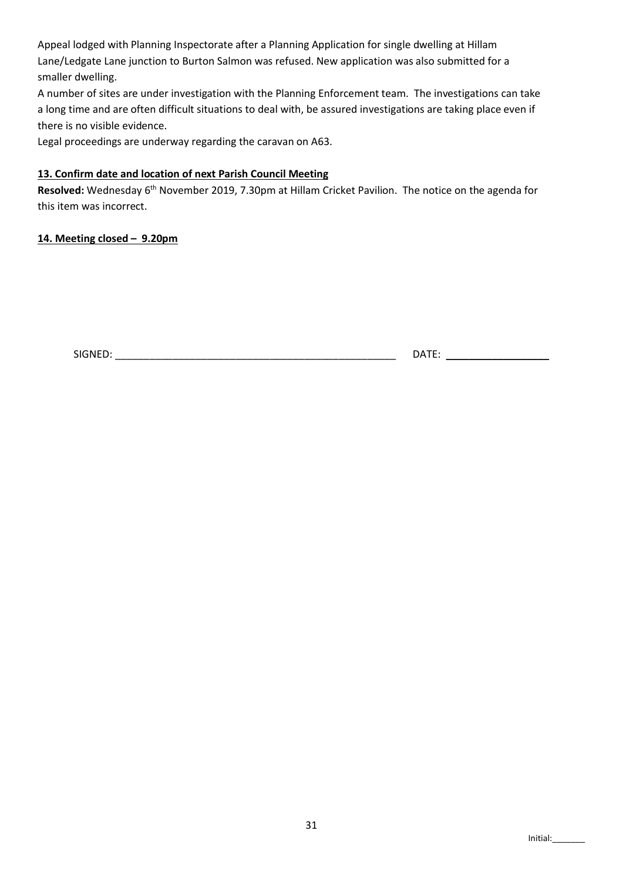Appeal lodged with Planning Inspectorate after a Planning Application for single dwelling at Hillam Lane/Ledgate Lane junction to Burton Salmon was refused. New application was also submitted for a smaller dwelling.

A number of sites are under investigation with the Planning Enforcement team. The investigations can take a long time and are often difficult situations to deal with, be assured investigations are taking place even if there is no visible evidence.

Legal proceedings are underway regarding the caravan on A63.

**13. Confirm date and location of next Parish Council Meeting**

**Resolved:** Wednesday 6th November 2019, 7.30pm at Hillam Cricket Pavilion. The notice on the agenda for this item was incorrect.

**14. Meeting closed – 9.20pm**

SIGNED: ___________________________________________________ DATE: __________________

Initial:_______